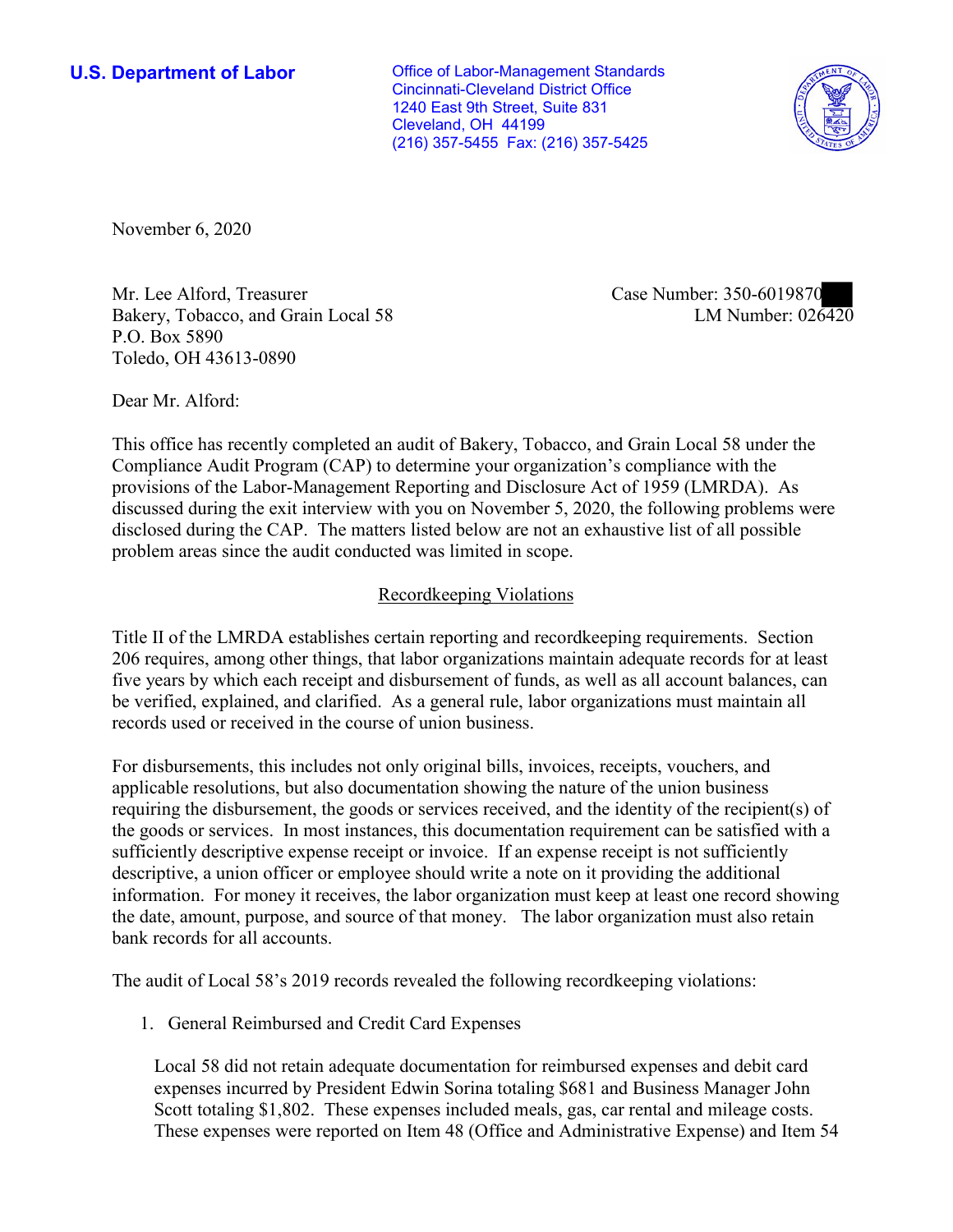**U.S. Department of Labor**

Office of Labor-Management Standards
Cincinnati-Cleveland District Office
1240 East 9th Street, Suite 831
Cleveland, OH 44199
(216) 357-5455 Fax: (216) 357-5425

November 6, 2020

Mr. Lee Alford, Treasurer
Bakery, Tobacco, and Grain Local 58
P.O. Box 5890
Toledo, OH 43613-0890

Case Number: 350-6019870
LM Number: 026420

Dear Mr. Alford:

This office has recently completed an audit of Bakery, Tobacco, and Grain Local 58 under the Compliance Audit Program (CAP) to determine your organization's compliance with the provisions of the Labor-Management Reporting and Disclosure Act of 1959 (LMRDA). As discussed during the exit interview with you on November 5, 2020, the following problems were disclosed during the CAP. The matters listed below are not an exhaustive list of all possible problem areas since the audit conducted was limited in scope.

## Recordkeeping Violations

Title II of the LMRDA establishes certain reporting and recordkeeping requirements. Section 206 requires, among other things, that labor organizations maintain adequate records for at least five years by which each receipt and disbursement of funds, as well as all account balances, can be verified, explained, and clarified. As a general rule, labor organizations must maintain all records used or received in the course of union business.

For disbursements, this includes not only original bills, invoices, receipts, vouchers, and applicable resolutions, but also documentation showing the nature of the union business requiring the disbursement, the goods or services received, and the identity of the recipient(s) of the goods or services. In most instances, this documentation requirement can be satisfied with a sufficiently descriptive expense receipt or invoice. If an expense receipt is not sufficiently descriptive, a union officer or employee should write a note on it providing the additional information. For money it receives, the labor organization must keep at least one record showing the date, amount, purpose, and source of that money. The labor organization must also retain bank records for all accounts.

The audit of Local 58's 2019 records revealed the following recordkeeping violations:

1. General Reimbursed and Credit Card Expenses

   Local 58 did not retain adequate documentation for reimbursed expenses and debit card expenses incurred by President Edwin Sorina totaling $681 and Business Manager John Scott totaling $1,802. These expenses included meals, gas, car rental and mileage costs. These expenses were reported on Item 48 (Office and Administrative Expense) and Item 54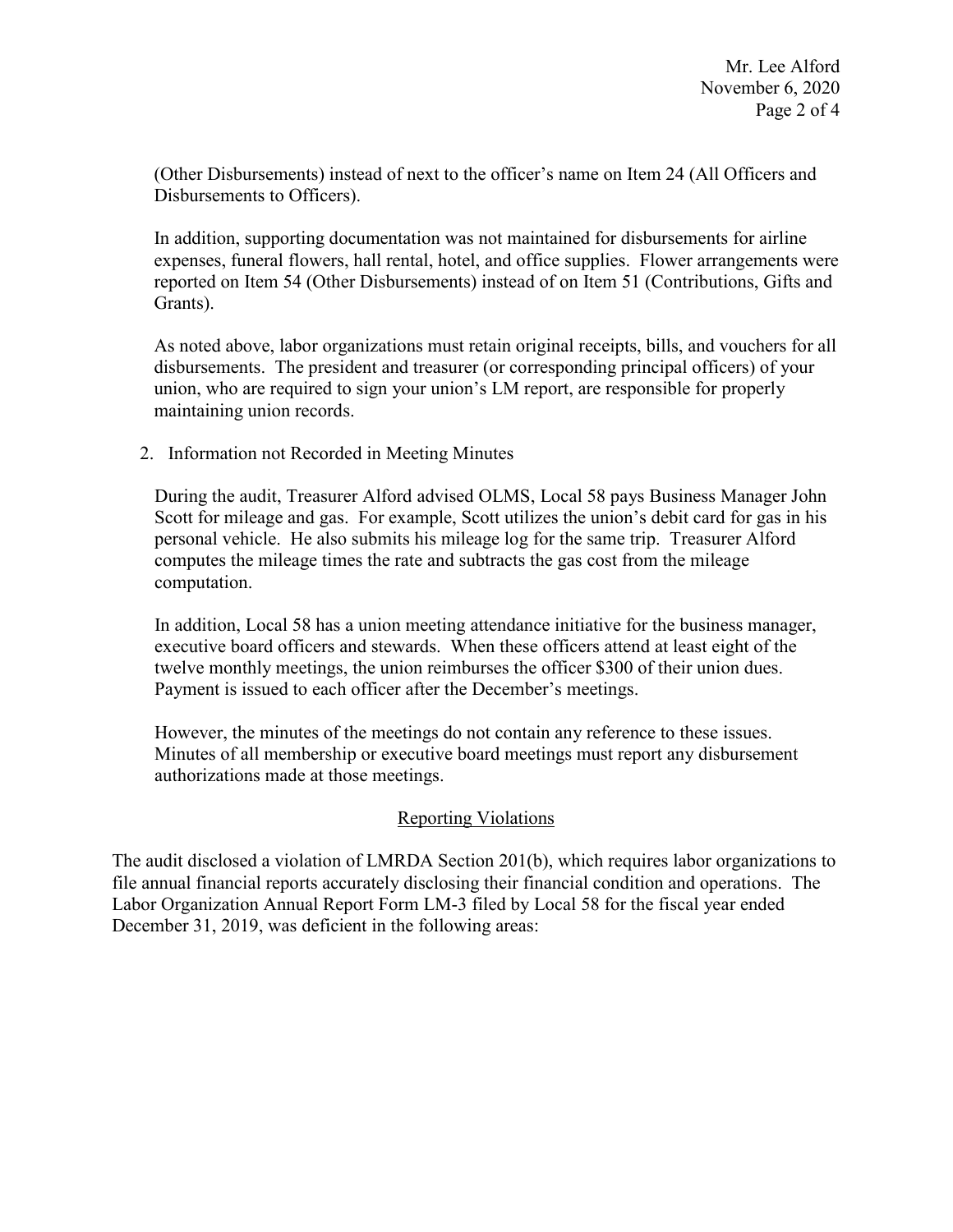(Other Disbursements) instead of next to the officer's name on Item 24 (All Officers and Disbursements to Officers).

In addition, supporting documentation was not maintained for disbursements for airline expenses, funeral flowers, hall rental, hotel, and office supplies. Flower arrangements were reported on Item 54 (Other Disbursements) instead of on Item 51 (Contributions, Gifts and Grants).

As noted above, labor organizations must retain original receipts, bills, and vouchers for all disbursements. The president and treasurer (or corresponding principal officers) of your union, who are required to sign your union's LM report, are responsible for properly maintaining union records.

2. Information not Recorded in Meeting Minutes

During the audit, Treasurer Alford advised OLMS, Local 58 pays Business Manager John Scott for mileage and gas. For example, Scott utilizes the union's debit card for gas in his personal vehicle. He also submits his mileage log for the same trip. Treasurer Alford computes the mileage times the rate and subtracts the gas cost from the mileage computation.

In addition, Local 58 has a union meeting attendance initiative for the business manager, executive board officers and stewards. When these officers attend at least eight of the twelve monthly meetings, the union reimburses the officer $300 of their union dues. Payment is issued to each officer after the December's meetings.

However, the minutes of the meetings do not contain any reference to these issues. Minutes of all membership or executive board meetings must report any disbursement authorizations made at those meetings.

## Reporting Violations

The audit disclosed a violation of LMRDA Section 201(b), which requires labor organizations to file annual financial reports accurately disclosing their financial condition and operations. The Labor Organization Annual Report Form LM-3 filed by Local 58 for the fiscal year ended December 31, 2019, was deficient in the following areas: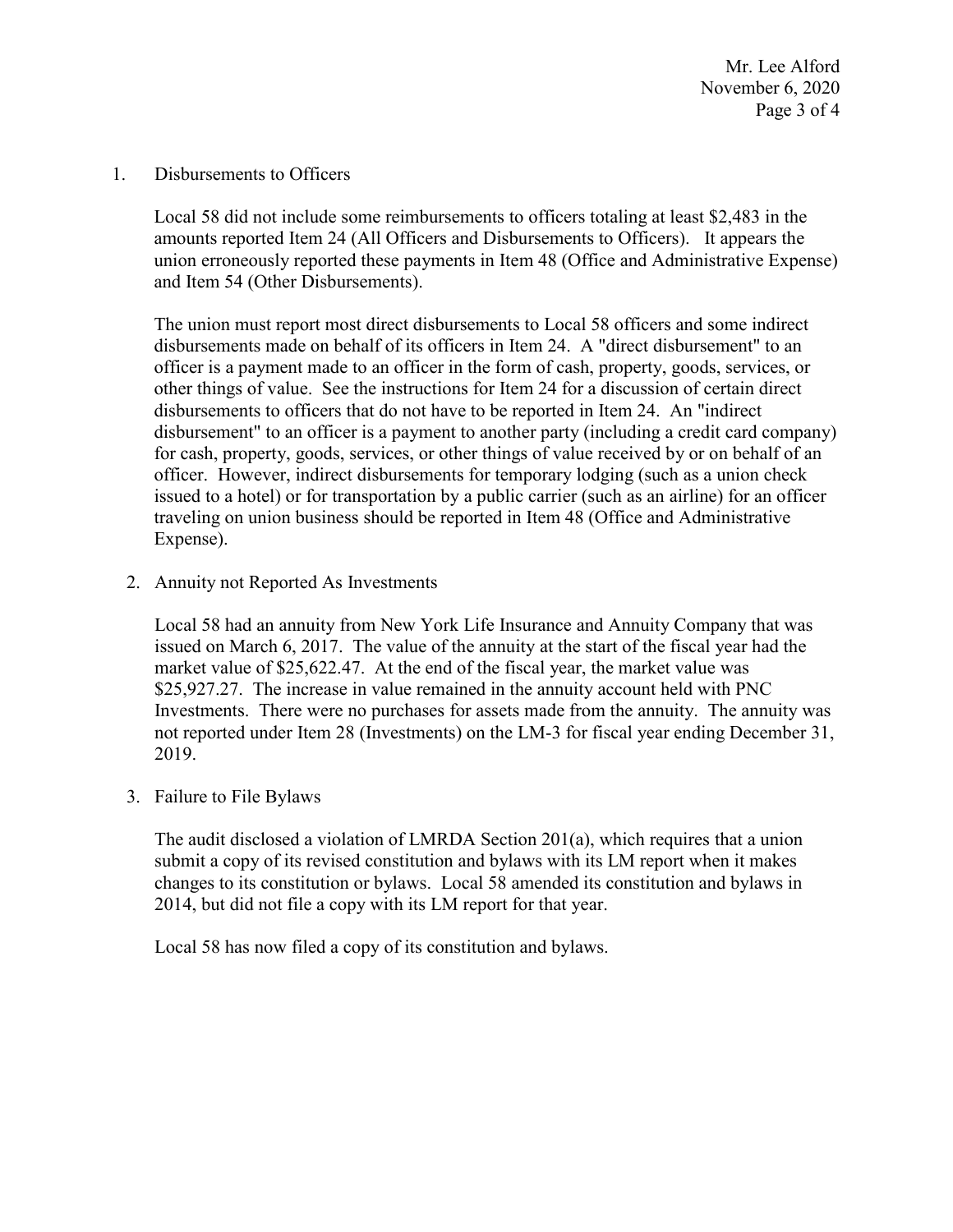1. Disbursements to Officers

   Local 58 did not include some reimbursements to officers totaling at least $2,483 in the amounts reported Item 24 (All Officers and Disbursements to Officers). It appears the union erroneously reported these payments in Item 48 (Office and Administrative Expense) and Item 54 (Other Disbursements).

   The union must report most direct disbursements to Local 58 officers and some indirect disbursements made on behalf of its officers in Item 24. A "direct disbursement" to an officer is a payment made to an officer in the form of cash, property, goods, services, or other things of value. See the instructions for Item 24 for a discussion of certain direct disbursements to officers that do not have to be reported in Item 24. An "indirect disbursement" to an officer is a payment to another party (including a credit card company) for cash, property, goods, services, or other things of value received by or on behalf of an officer. However, indirect disbursements for temporary lodging (such as a union check issued to a hotel) or for transportation by a public carrier (such as an airline) for an officer traveling on union business should be reported in Item 48 (Office and Administrative Expense).

2. Annuity not Reported As Investments

   Local 58 had an annuity from New York Life Insurance and Annuity Company that was issued on March 6, 2017. The value of the annuity at the start of the fiscal year had the market value of $25,622.47. At the end of the fiscal year, the market value was $25,927.27. The increase in value remained in the annuity account held with PNC Investments. There were no purchases for assets made from the annuity. The annuity was not reported under Item 28 (Investments) on the LM-3 for fiscal year ending December 31, 2019.

3. Failure to File Bylaws

   The audit disclosed a violation of LMRDA Section 201(a), which requires that a union submit a copy of its revised constitution and bylaws with its LM report when it makes changes to its constitution or bylaws. Local 58 amended its constitution and bylaws in 2014, but did not file a copy with its LM report for that year.

   Local 58 has now filed a copy of its constitution and bylaws.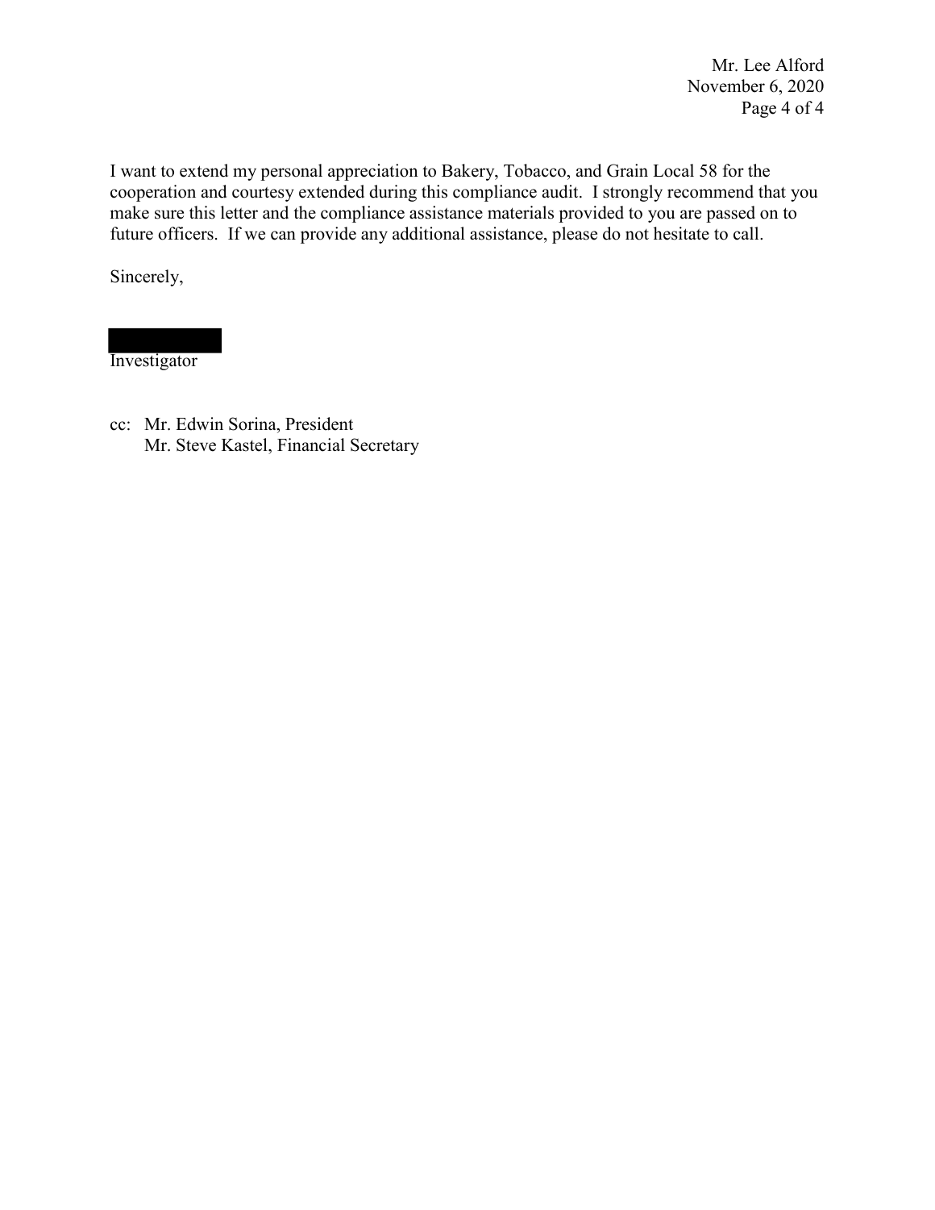I want to extend my personal appreciation to Bakery, Tobacco, and Grain Local 58 for the cooperation and courtesy extended during this compliance audit. I strongly recommend that you make sure this letter and the compliance assistance materials provided to you are passed on to future officers. If we can provide any additional assistance, please do not hesitate to call.

Sincerely,

Investigator

cc: Mr. Edwin Sorina, President
Mr. Steve Kastel, Financial Secretary